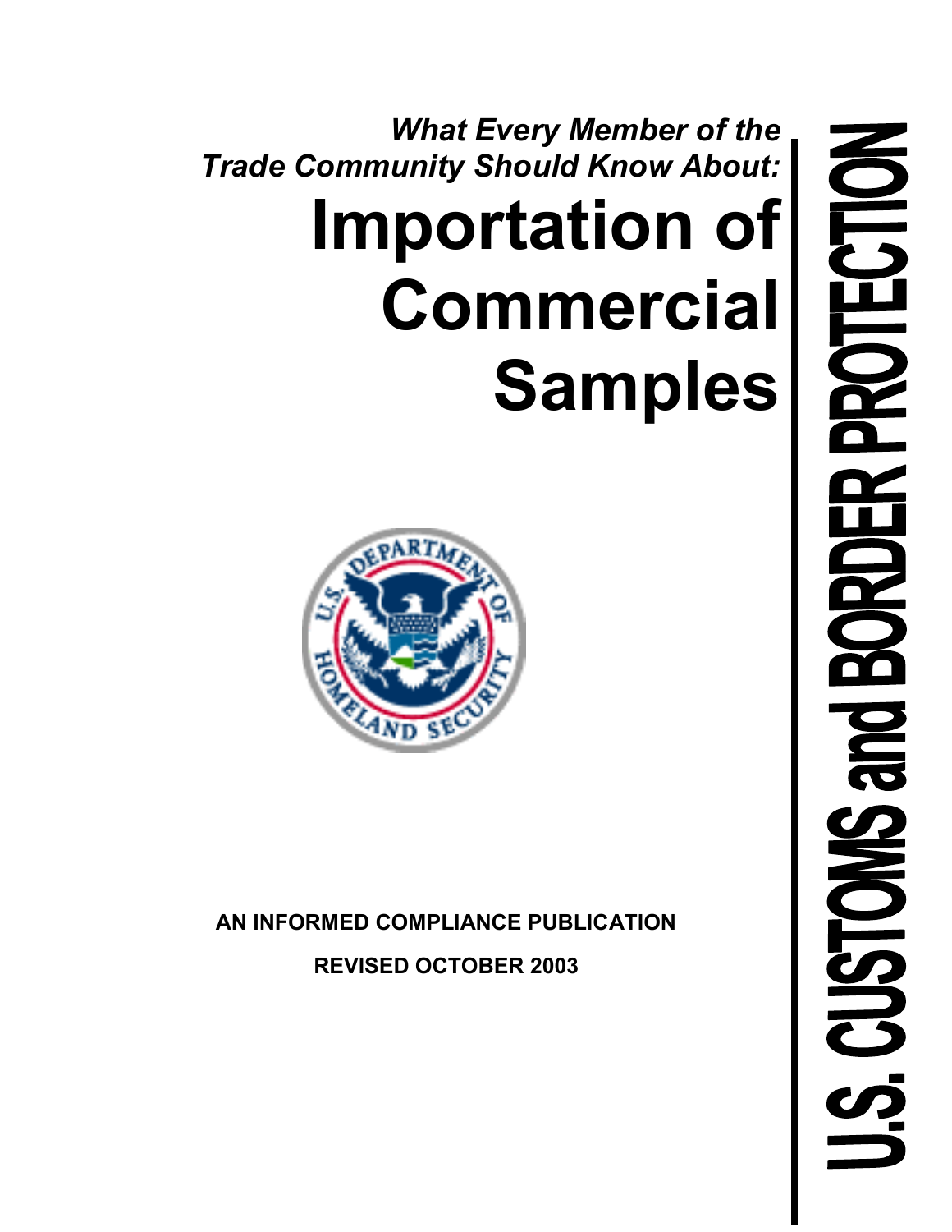*What Every Member of the Trade Community Should Know About:*

# Importation of Commercial Samples

**AN INFORMED COMPLIANCE PUBLICATION**

**REVISED OCTOBER 2003**

**U.S. CUSTOMS and BORDER PROTECTION**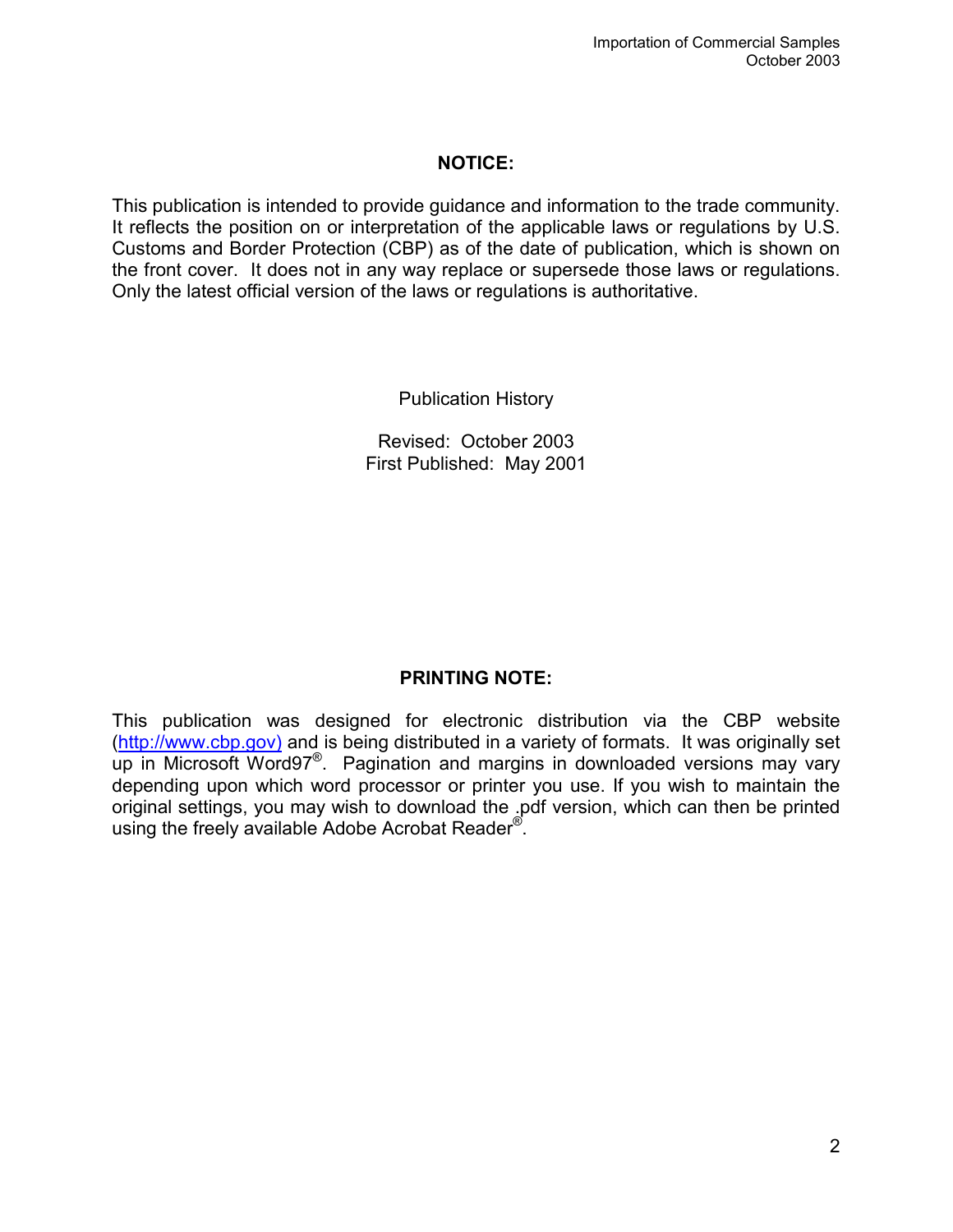**NOTICE:**

This publication is intended to provide guidance and information to the trade community. It reflects the position on or interpretation of the applicable laws or regulations by U.S. Customs and Border Protection (CBP) as of the date of publication, which is shown on the front cover. It does not in any way replace or supersede those laws or regulations. Only the latest official version of the laws or regulations is authoritative.

Publication History

Revised: October 2003
First Published: May 2001

**PRINTING NOTE:**

This publication was designed for electronic distribution via the CBP website (http://www.cbp.gov) and is being distributed in a variety of formats. It was originally set up in Microsoft Word97®. Pagination and margins in downloaded versions may vary depending upon which word processor or printer you use. If you wish to maintain the original settings, you may wish to download the .pdf version, which can then be printed using the freely available Adobe Acrobat Reader®.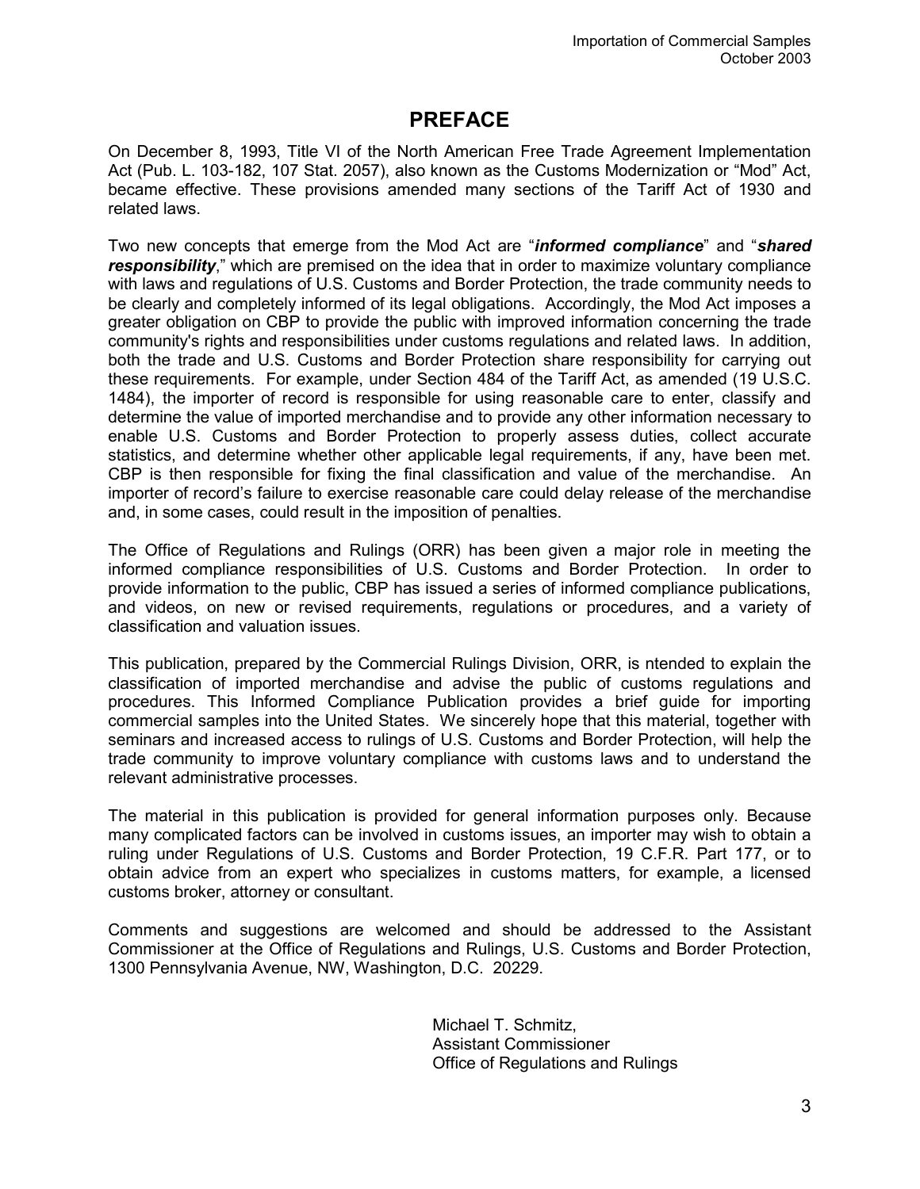# PREFACE

On December 8, 1993, Title VI of the North American Free Trade Agreement Implementation Act (Pub. L. 103-182, 107 Stat. 2057), also known as the Customs Modernization or "Mod" Act, became effective. These provisions amended many sections of the Tariff Act of 1930 and related laws.

Two new concepts that emerge from the Mod Act are "***informed compliance***" and "***shared responsibility***," which are premised on the idea that in order to maximize voluntary compliance with laws and regulations of U.S. Customs and Border Protection, the trade community needs to be clearly and completely informed of its legal obligations. Accordingly, the Mod Act imposes a greater obligation on CBP to provide the public with improved information concerning the trade community's rights and responsibilities under customs regulations and related laws. In addition, both the trade and U.S. Customs and Border Protection share responsibility for carrying out these requirements. For example, under Section 484 of the Tariff Act, as amended (19 U.S.C. 1484), the importer of record is responsible for using reasonable care to enter, classify and determine the value of imported merchandise and to provide any other information necessary to enable U.S. Customs and Border Protection to properly assess duties, collect accurate statistics, and determine whether other applicable legal requirements, if any, have been met. CBP is then responsible for fixing the final classification and value of the merchandise. An importer of record's failure to exercise reasonable care could delay release of the merchandise and, in some cases, could result in the imposition of penalties.

The Office of Regulations and Rulings (ORR) has been given a major role in meeting the informed compliance responsibilities of U.S. Customs and Border Protection. In order to provide information to the public, CBP has issued a series of informed compliance publications, and videos, on new or revised requirements, regulations or procedures, and a variety of classification and valuation issues.

This publication, prepared by the Commercial Rulings Division, ORR, is ntended to explain the classification of imported merchandise and advise the public of customs regulations and procedures. This Informed Compliance Publication provides a brief guide for importing commercial samples into the United States. We sincerely hope that this material, together with seminars and increased access to rulings of U.S. Customs and Border Protection, will help the trade community to improve voluntary compliance with customs laws and to understand the relevant administrative processes.

The material in this publication is provided for general information purposes only. Because many complicated factors can be involved in customs issues, an importer may wish to obtain a ruling under Regulations of U.S. Customs and Border Protection, 19 C.F.R. Part 177, or to obtain advice from an expert who specializes in customs matters, for example, a licensed customs broker, attorney or consultant.

Comments and suggestions are welcomed and should be addressed to the Assistant Commissioner at the Office of Regulations and Rulings, U.S. Customs and Border Protection, 1300 Pennsylvania Avenue, NW, Washington, D.C. 20229.

Michael T. Schmitz,
Assistant Commissioner
Office of Regulations and Rulings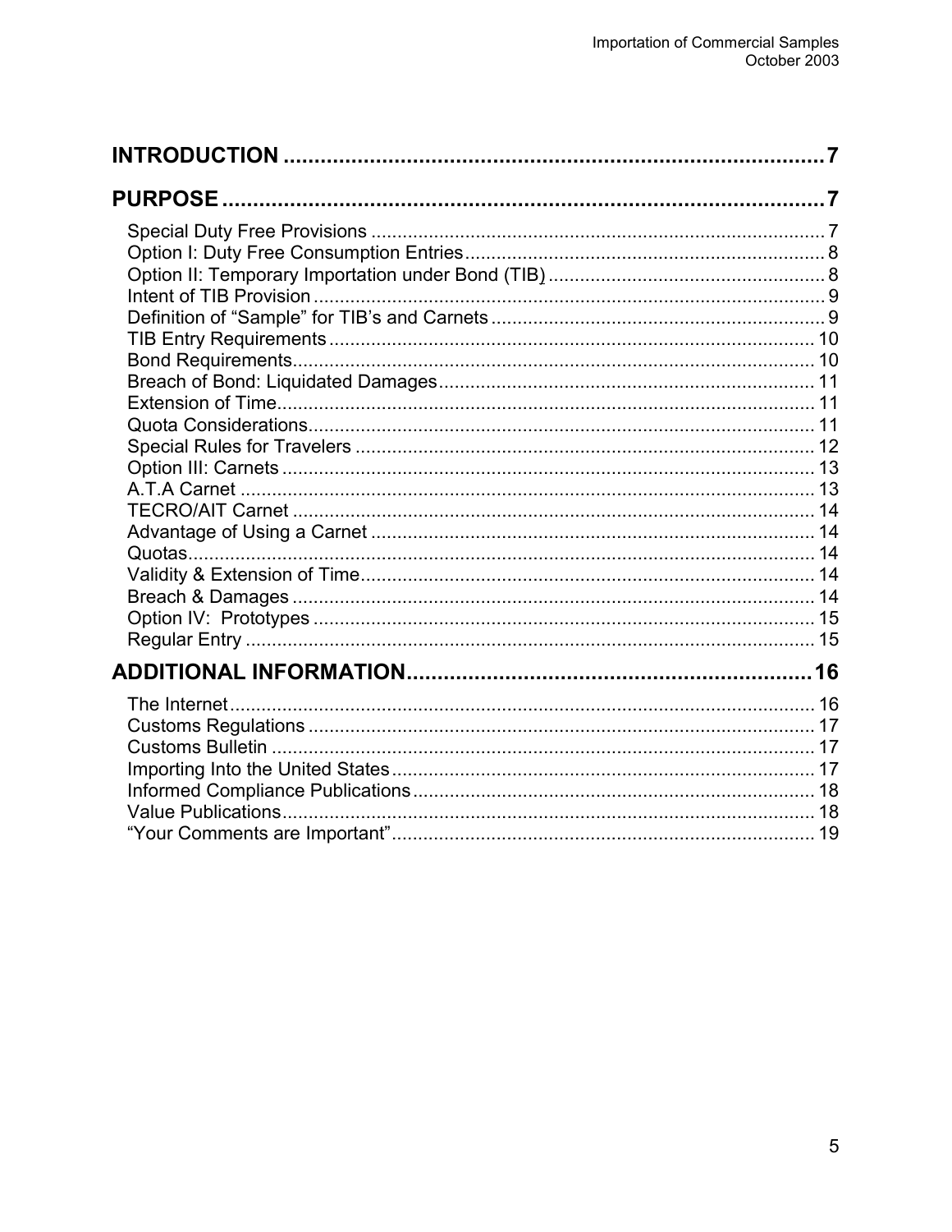**INTRODUCTION** ........................................................................................ 7

**PURPOSE** ................................................................................................... 7

Special Duty Free Provisions ....................................................................... 7
Option I: Duty Free Consumption Entries .................................................... 8
Option II: Temporary Importation under Bond (TIB) .................................... 8
Intent of TIB Provision .................................................................................. 9
Definition of "Sample" for TIB's and Carnets ............................................... 9
TIB Entry Requirements ............................................................................. 10
Bond Requirements .................................................................................... 10
Breach of Bond: Liquidated Damages ........................................................ 11
Extension of Time ....................................................................................... 11
Quota Considerations ................................................................................. 11
Special Rules for Travelers ........................................................................ 12
Option III: Carnets ...................................................................................... 13
A.T.A Carnet .............................................................................................. 13
TECRO/AIT Carnet .................................................................................... 14
Advantage of Using a Carnet ..................................................................... 14
Quotas ........................................................................................................ 14
Validity & Extension of Time ....................................................................... 14
Breach & Damages .................................................................................... 14
Option IV: Prototypes ................................................................................ 15
Regular Entry ............................................................................................. 15

**ADDITIONAL INFORMATION** .................................................................. 16

The Internet ................................................................................................ 16
Customs Regulations ................................................................................. 17
Customs Bulletin ........................................................................................ 17
Importing Into the United States ................................................................ 17
Informed Compliance Publications ............................................................ 18
Value Publications ...................................................................................... 18
"Your Comments are Important" ................................................................ 19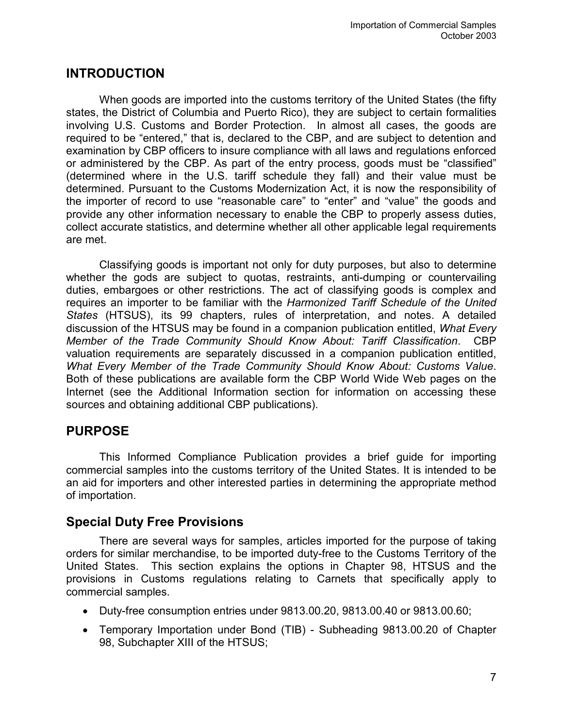## INTRODUCTION

When goods are imported into the customs territory of the United States (the fifty states, the District of Columbia and Puerto Rico), they are subject to certain formalities involving U.S. Customs and Border Protection. In almost all cases, the goods are required to be "entered," that is, declared to the CBP, and are subject to detention and examination by CBP officers to insure compliance with all laws and regulations enforced or administered by the CBP. As part of the entry process, goods must be "classified" (determined where in the U.S. tariff schedule they fall) and their value must be determined. Pursuant to the Customs Modernization Act, it is now the responsibility of the importer of record to use "reasonable care" to "enter" and "value" the goods and provide any other information necessary to enable the CBP to properly assess duties, collect accurate statistics, and determine whether all other applicable legal requirements are met.

Classifying goods is important not only for duty purposes, but also to determine whether the gods are subject to quotas, restraints, anti-dumping or countervailing duties, embargoes or other restrictions. The act of classifying goods is complex and requires an importer to be familiar with the *Harmonized Tariff Schedule of the United States* (HTSUS), its 99 chapters, rules of interpretation, and notes. A detailed discussion of the HTSUS may be found in a companion publication entitled, *What Every Member of the Trade Community Should Know About: Tariff Classification*. CBP valuation requirements are separately discussed in a companion publication entitled, *What Every Member of the Trade Community Should Know About: Customs Value*. Both of these publications are available form the CBP World Wide Web pages on the Internet (see the Additional Information section for information on accessing these sources and obtaining additional CBP publications).

## PURPOSE

This Informed Compliance Publication provides a brief guide for importing commercial samples into the customs territory of the United States. It is intended to be an aid for importers and other interested parties in determining the appropriate method of importation.

### Special Duty Free Provisions

There are several ways for samples, articles imported for the purpose of taking orders for similar merchandise, to be imported duty-free to the Customs Territory of the United States. This section explains the options in Chapter 98, HTSUS and the provisions in Customs regulations relating to Carnets that specifically apply to commercial samples.

- Duty-free consumption entries under 9813.00.20, 9813.00.40 or 9813.00.60;
- Temporary Importation under Bond (TIB) - Subheading 9813.00.20 of Chapter 98, Subchapter XIII of the HTSUS;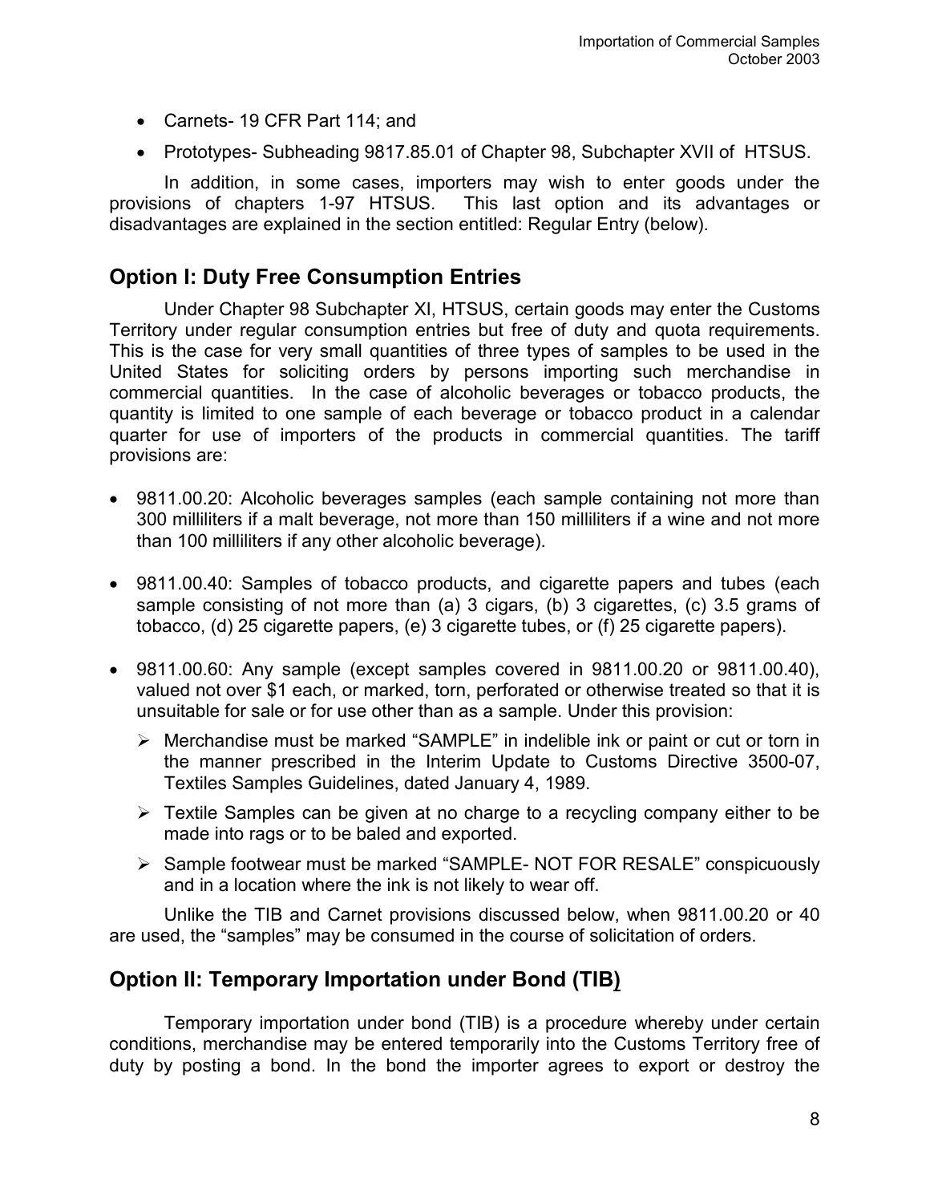- Carnets- 19 CFR Part 114; and
- Prototypes- Subheading 9817.85.01 of Chapter 98, Subchapter XVII of HTSUS.

In addition, in some cases, importers may wish to enter goods under the provisions of chapters 1-97 HTSUS. This last option and its advantages or disadvantages are explained in the section entitled: Regular Entry (below).

## Option I: Duty Free Consumption Entries

Under Chapter 98 Subchapter XI, HTSUS, certain goods may enter the Customs Territory under regular consumption entries but free of duty and quota requirements. This is the case for very small quantities of three types of samples to be used in the United States for soliciting orders by persons importing such merchandise in commercial quantities. In the case of alcoholic beverages or tobacco products, the quantity is limited to one sample of each beverage or tobacco product in a calendar quarter for use of importers of the products in commercial quantities. The tariff provisions are:

- 9811.00.20: Alcoholic beverages samples (each sample containing not more than 300 milliliters if a malt beverage, not more than 150 milliliters if a wine and not more than 100 milliliters if any other alcoholic beverage).
- 9811.00.40: Samples of tobacco products, and cigarette papers and tubes (each sample consisting of not more than (a) 3 cigars, (b) 3 cigarettes, (c) 3.5 grams of tobacco, (d) 25 cigarette papers, (e) 3 cigarette tubes, or (f) 25 cigarette papers).
- 9811.00.60: Any sample (except samples covered in 9811.00.20 or 9811.00.40), valued not over $1 each, or marked, torn, perforated or otherwise treated so that it is unsuitable for sale or for use other than as a sample. Under this provision:
  - Merchandise must be marked “SAMPLE” in indelible ink or paint or cut or torn in the manner prescribed in the Interim Update to Customs Directive 3500-07, Textiles Samples Guidelines, dated January 4, 1989.
  - Textile Samples can be given at no charge to a recycling company either to be made into rags or to be baled and exported.
  - Sample footwear must be marked “SAMPLE- NOT FOR RESALE” conspicuously and in a location where the ink is not likely to wear off.

Unlike the TIB and Carnet provisions discussed below, when 9811.00.20 or 40 are used, the “samples” may be consumed in the course of solicitation of orders.

## Option II: Temporary Importation under Bond (TIB)

Temporary importation under bond (TIB) is a procedure whereby under certain conditions, merchandise may be entered temporarily into the Customs Territory free of duty by posting a bond. In the bond the importer agrees to export or destroy the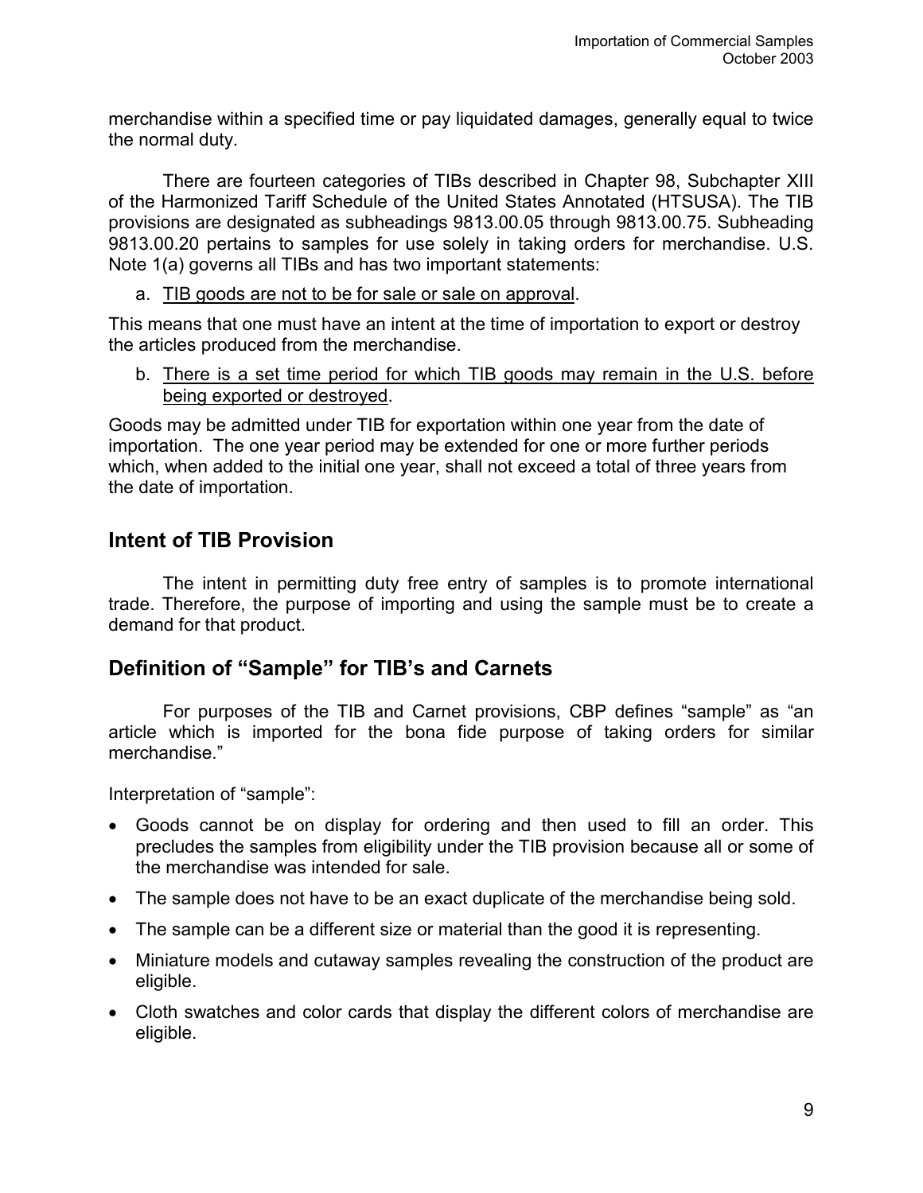merchandise within a specified time or pay liquidated damages, generally equal to twice the normal duty.

There are fourteen categories of TIBs described in Chapter 98, Subchapter XIII of the Harmonized Tariff Schedule of the United States Annotated (HTSUSA). The TIB provisions are designated as subheadings 9813.00.05 through 9813.00.75. Subheading 9813.00.20 pertains to samples for use solely in taking orders for merchandise. U.S. Note 1(a) governs all TIBs and has two important statements:

a. <u>TIB goods are not to be for sale or sale on approval</u>.

This means that one must have an intent at the time of importation to export or destroy the articles produced from the merchandise.

b. <u>There is a set time period for which TIB goods may remain in the U.S. before being exported or destroyed</u>.

Goods may be admitted under TIB for exportation within one year from the date of importation. The one year period may be extended for one or more further periods which, when added to the initial one year, shall not exceed a total of three years from the date of importation.

## Intent of TIB Provision

The intent in permitting duty free entry of samples is to promote international trade. Therefore, the purpose of importing and using the sample must be to create a demand for that product.

## Definition of "Sample" for TIB's and Carnets

For purposes of the TIB and Carnet provisions, CBP defines "sample" as "an article which is imported for the bona fide purpose of taking orders for similar merchandise."

Interpretation of "sample":

- Goods cannot be on display for ordering and then used to fill an order. This precludes the samples from eligibility under the TIB provision because all or some of the merchandise was intended for sale.
- The sample does not have to be an exact duplicate of the merchandise being sold.
- The sample can be a different size or material than the good it is representing.
- Miniature models and cutaway samples revealing the construction of the product are eligible.
- Cloth swatches and color cards that display the different colors of merchandise are eligible.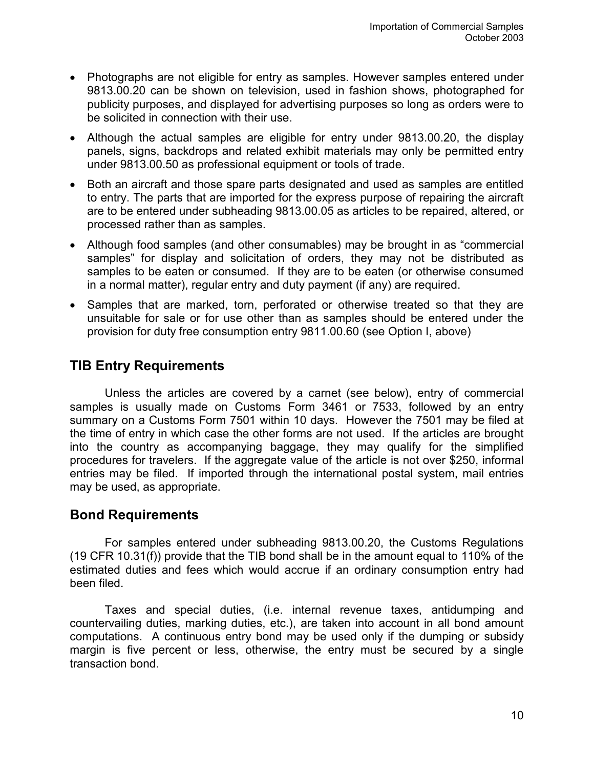- Photographs are not eligible for entry as samples. However samples entered under 9813.00.20 can be shown on television, used in fashion shows, photographed for publicity purposes, and displayed for advertising purposes so long as orders were to be solicited in connection with their use.
- Although the actual samples are eligible for entry under 9813.00.20, the display panels, signs, backdrops and related exhibit materials may only be permitted entry under 9813.00.50 as professional equipment or tools of trade.
- Both an aircraft and those spare parts designated and used as samples are entitled to entry. The parts that are imported for the express purpose of repairing the aircraft are to be entered under subheading 9813.00.05 as articles to be repaired, altered, or processed rather than as samples.
- Although food samples (and other consumables) may be brought in as "commercial samples" for display and solicitation of orders, they may not be distributed as samples to be eaten or consumed. If they are to be eaten (or otherwise consumed in a normal matter), regular entry and duty payment (if any) are required.
- Samples that are marked, torn, perforated or otherwise treated so that they are unsuitable for sale or for use other than as samples should be entered under the provision for duty free consumption entry 9811.00.60 (see Option I, above)

## TIB Entry Requirements

Unless the articles are covered by a carnet (see below), entry of commercial samples is usually made on Customs Form 3461 or 7533, followed by an entry summary on a Customs Form 7501 within 10 days. However the 7501 may be filed at the time of entry in which case the other forms are not used. If the articles are brought into the country as accompanying baggage, they may qualify for the simplified procedures for travelers. If the aggregate value of the article is not over $250, informal entries may be filed. If imported through the international postal system, mail entries may be used, as appropriate.

## Bond Requirements

For samples entered under subheading 9813.00.20, the Customs Regulations (19 CFR 10.31(f)) provide that the TIB bond shall be in the amount equal to 110% of the estimated duties and fees which would accrue if an ordinary consumption entry had been filed.

Taxes and special duties, (i.e. internal revenue taxes, antidumping and countervailing duties, marking duties, etc.), are taken into account in all bond amount computations. A continuous entry bond may be used only if the dumping or subsidy margin is five percent or less, otherwise, the entry must be secured by a single transaction bond.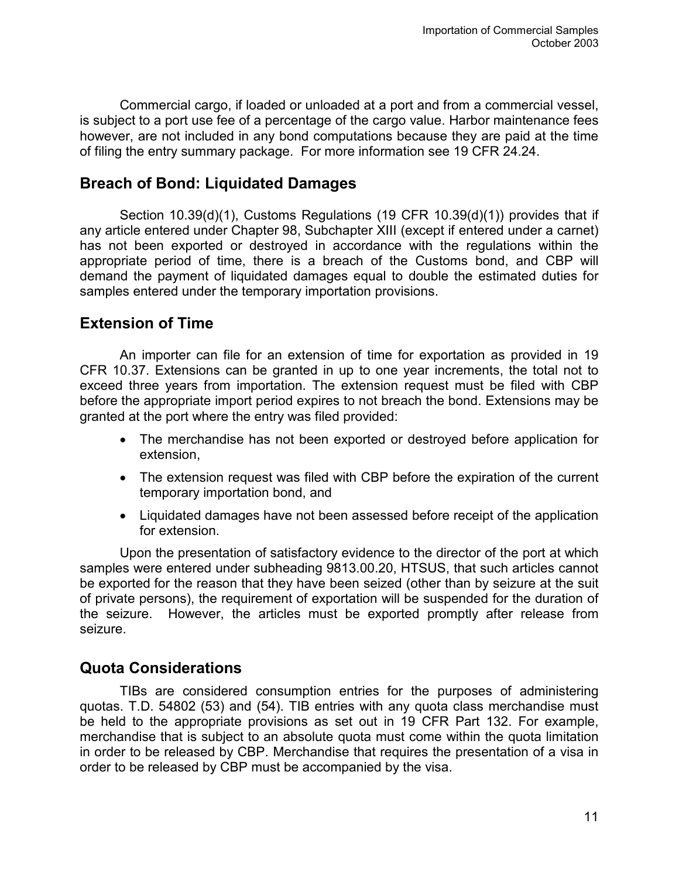Commercial cargo, if loaded or unloaded at a port and from a commercial vessel, is subject to a port use fee of a percentage of the cargo value. Harbor maintenance fees however, are not included in any bond computations because they are paid at the time of filing the entry summary package. For more information see 19 CFR 24.24.

## Breach of Bond: Liquidated Damages

Section 10.39(d)(1), Customs Regulations (19 CFR 10.39(d)(1)) provides that if any article entered under Chapter 98, Subchapter XIII (except if entered under a carnet) has not been exported or destroyed in accordance with the regulations within the appropriate period of time, there is a breach of the Customs bond, and CBP will demand the payment of liquidated damages equal to double the estimated duties for samples entered under the temporary importation provisions.

## Extension of Time

An importer can file for an extension of time for exportation as provided in 19 CFR 10.37. Extensions can be granted in up to one year increments, the total not to exceed three years from importation. The extension request must be filed with CBP before the appropriate import period expires to not breach the bond. Extensions may be granted at the port where the entry was filed provided:

- The merchandise has not been exported or destroyed before application for extension,
- The extension request was filed with CBP before the expiration of the current temporary importation bond, and
- Liquidated damages have not been assessed before receipt of the application for extension.

Upon the presentation of satisfactory evidence to the director of the port at which samples were entered under subheading 9813.00.20, HTSUS, that such articles cannot be exported for the reason that they have been seized (other than by seizure at the suit of private persons), the requirement of exportation will be suspended for the duration of the seizure. However, the articles must be exported promptly after release from seizure.

## Quota Considerations

TIBs are considered consumption entries for the purposes of administering quotas. T.D. 54802 (53) and (54). TIB entries with any quota class merchandise must be held to the appropriate provisions as set out in 19 CFR Part 132. For example, merchandise that is subject to an absolute quota must come within the quota limitation in order to be released by CBP. Merchandise that requires the presentation of a visa in order to be released by CBP must be accompanied by the visa.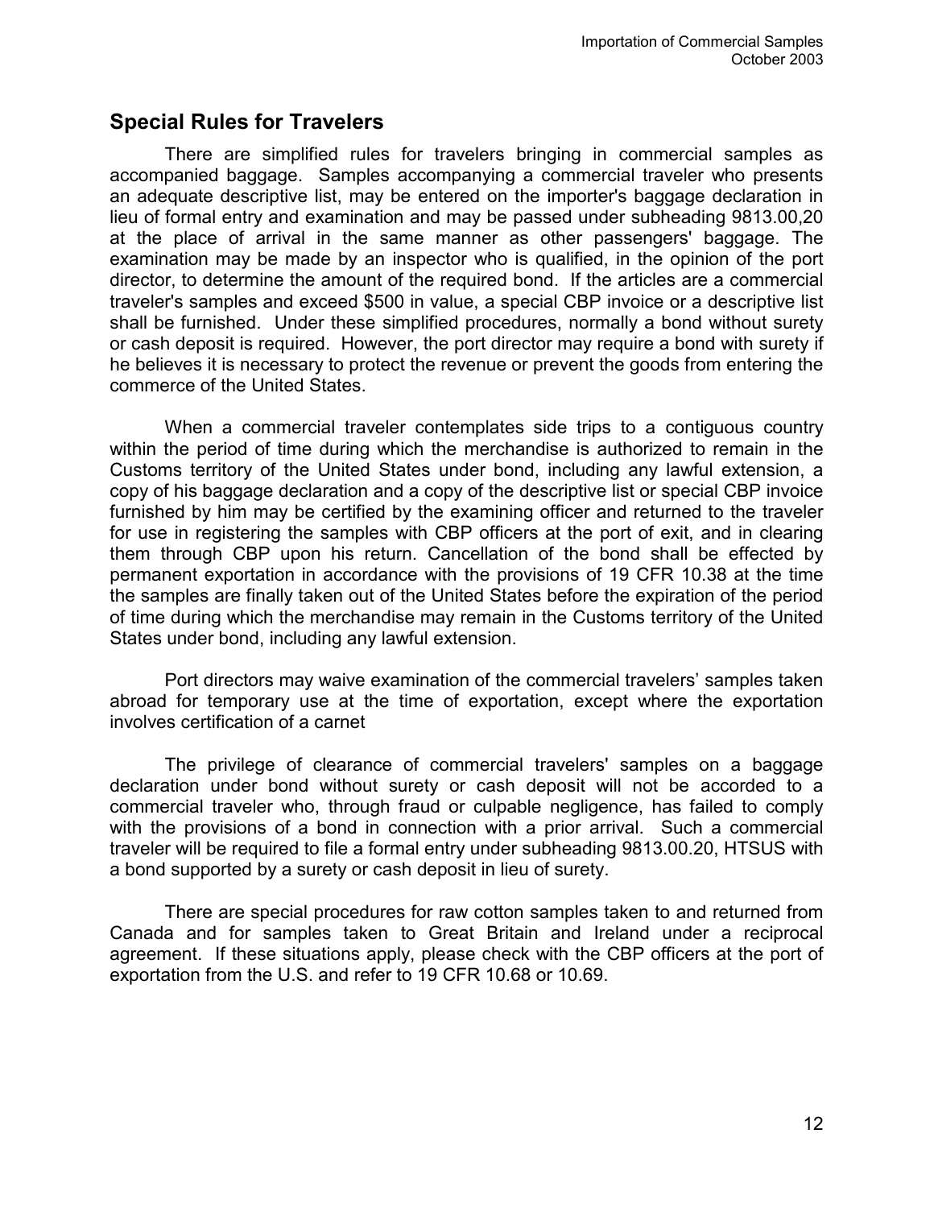## Special Rules for Travelers

There are simplified rules for travelers bringing in commercial samples as accompanied baggage. Samples accompanying a commercial traveler who presents an adequate descriptive list, may be entered on the importer's baggage declaration in lieu of formal entry and examination and may be passed under subheading 9813.00,20 at the place of arrival in the same manner as other passengers' baggage. The examination may be made by an inspector who is qualified, in the opinion of the port director, to determine the amount of the required bond. If the articles are a commercial traveler's samples and exceed $500 in value, a special CBP invoice or a descriptive list shall be furnished. Under these simplified procedures, normally a bond without surety or cash deposit is required. However, the port director may require a bond with surety if he believes it is necessary to protect the revenue or prevent the goods from entering the commerce of the United States.

When a commercial traveler contemplates side trips to a contiguous country within the period of time during which the merchandise is authorized to remain in the Customs territory of the United States under bond, including any lawful extension, a copy of his baggage declaration and a copy of the descriptive list or special CBP invoice furnished by him may be certified by the examining officer and returned to the traveler for use in registering the samples with CBP officers at the port of exit, and in clearing them through CBP upon his return. Cancellation of the bond shall be effected by permanent exportation in accordance with the provisions of 19 CFR 10.38 at the time the samples are finally taken out of the United States before the expiration of the period of time during which the merchandise may remain in the Customs territory of the United States under bond, including any lawful extension.

Port directors may waive examination of the commercial travelers' samples taken abroad for temporary use at the time of exportation, except where the exportation involves certification of a carnet

The privilege of clearance of commercial travelers' samples on a baggage declaration under bond without surety or cash deposit will not be accorded to a commercial traveler who, through fraud or culpable negligence, has failed to comply with the provisions of a bond in connection with a prior arrival. Such a commercial traveler will be required to file a formal entry under subheading 9813.00.20, HTSUS with a bond supported by a surety or cash deposit in lieu of surety.

There are special procedures for raw cotton samples taken to and returned from Canada and for samples taken to Great Britain and Ireland under a reciprocal agreement. If these situations apply, please check with the CBP officers at the port of exportation from the U.S. and refer to 19 CFR 10.68 or 10.69.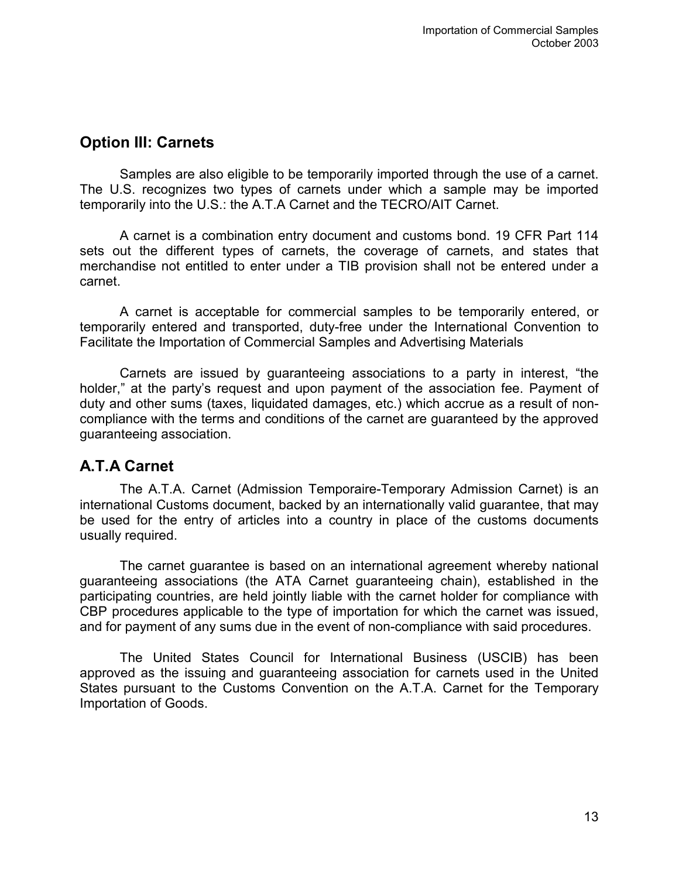## Option III: Carnets

Samples are also eligible to be temporarily imported through the use of a carnet. The U.S. recognizes two types of carnets under which a sample may be imported temporarily into the U.S.: the A.T.A Carnet and the TECRO/AIT Carnet.

A carnet is a combination entry document and customs bond. 19 CFR Part 114 sets out the different types of carnets, the coverage of carnets, and states that merchandise not entitled to enter under a TIB provision shall not be entered under a carnet.

A carnet is acceptable for commercial samples to be temporarily entered, or temporarily entered and transported, duty-free under the International Convention to Facilitate the Importation of Commercial Samples and Advertising Materials

Carnets are issued by guaranteeing associations to a party in interest, "the holder," at the party's request and upon payment of the association fee. Payment of duty and other sums (taxes, liquidated damages, etc.) which accrue as a result of non-compliance with the terms and conditions of the carnet are guaranteed by the approved guaranteeing association.

## A.T.A Carnet

The A.T.A. Carnet (Admission Temporaire-Temporary Admission Carnet) is an international Customs document, backed by an internationally valid guarantee, that may be used for the entry of articles into a country in place of the customs documents usually required.

The carnet guarantee is based on an international agreement whereby national guaranteeing associations (the ATA Carnet guaranteeing chain), established in the participating countries, are held jointly liable with the carnet holder for compliance with CBP procedures applicable to the type of importation for which the carnet was issued, and for payment of any sums due in the event of non-compliance with said procedures.

The United States Council for International Business (USCIB) has been approved as the issuing and guaranteeing association for carnets used in the United States pursuant to the Customs Convention on the A.T.A. Carnet for the Temporary Importation of Goods.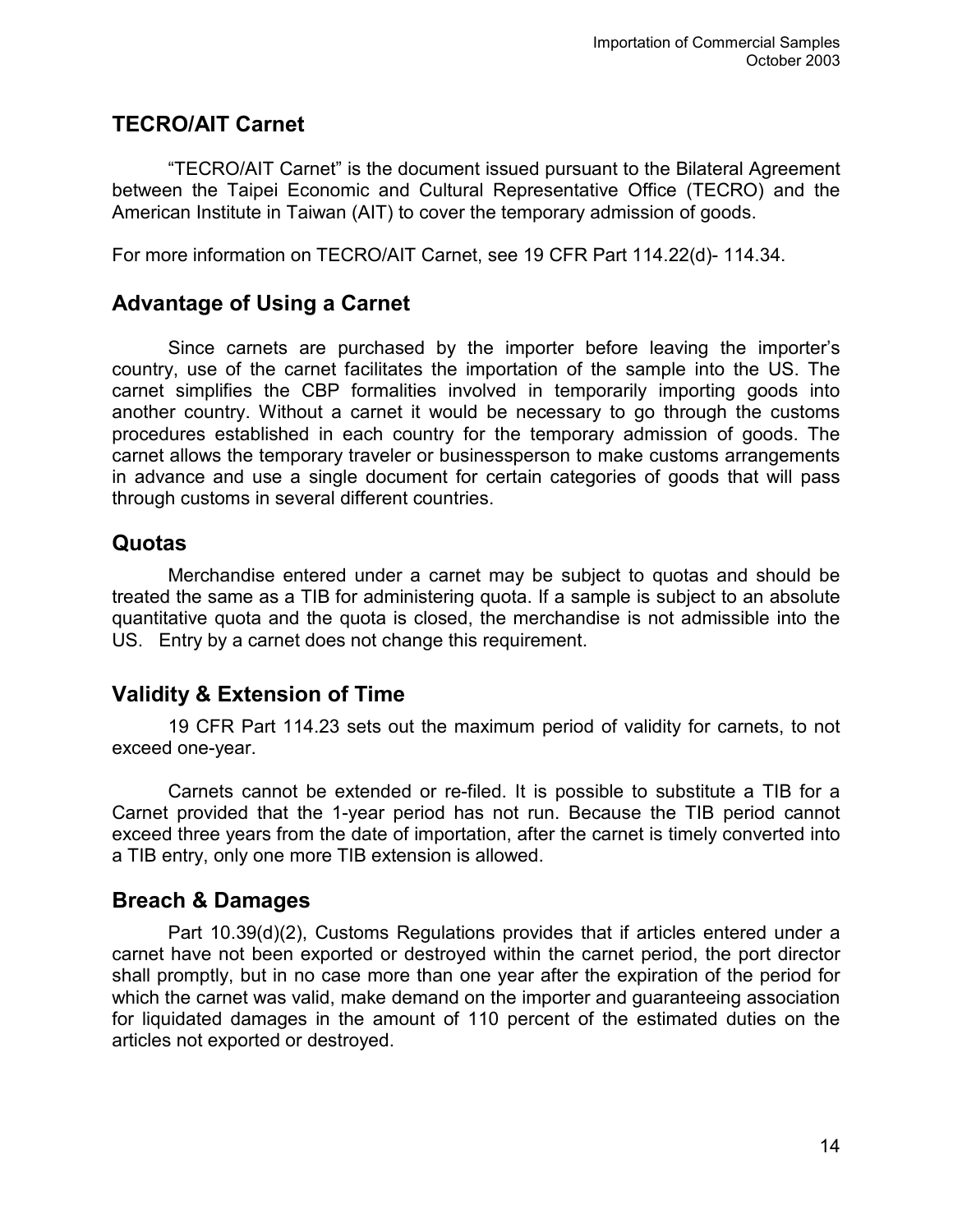## TECRO/AIT Carnet

"TECRO/AIT Carnet" is the document issued pursuant to the Bilateral Agreement between the Taipei Economic and Cultural Representative Office (TECRO) and the American Institute in Taiwan (AIT) to cover the temporary admission of goods.

For more information on TECRO/AIT Carnet, see 19 CFR Part 114.22(d)- 114.34.

## Advantage of Using a Carnet

Since carnets are purchased by the importer before leaving the importer's country, use of the carnet facilitates the importation of the sample into the US. The carnet simplifies the CBP formalities involved in temporarily importing goods into another country. Without a carnet it would be necessary to go through the customs procedures established in each country for the temporary admission of goods. The carnet allows the temporary traveler or businessperson to make customs arrangements in advance and use a single document for certain categories of goods that will pass through customs in several different countries.

## Quotas

Merchandise entered under a carnet may be subject to quotas and should be treated the same as a TIB for administering quota. If a sample is subject to an absolute quantitative quota and the quota is closed, the merchandise is not admissible into the US. Entry by a carnet does not change this requirement.

## Validity & Extension of Time

19 CFR Part 114.23 sets out the maximum period of validity for carnets, to not exceed one-year.

Carnets cannot be extended or re-filed. It is possible to substitute a TIB for a Carnet provided that the 1-year period has not run. Because the TIB period cannot exceed three years from the date of importation, after the carnet is timely converted into a TIB entry, only one more TIB extension is allowed.

## Breach & Damages

Part 10.39(d)(2), Customs Regulations provides that if articles entered under a carnet have not been exported or destroyed within the carnet period, the port director shall promptly, but in no case more than one year after the expiration of the period for which the carnet was valid, make demand on the importer and guaranteeing association for liquidated damages in the amount of 110 percent of the estimated duties on the articles not exported or destroyed.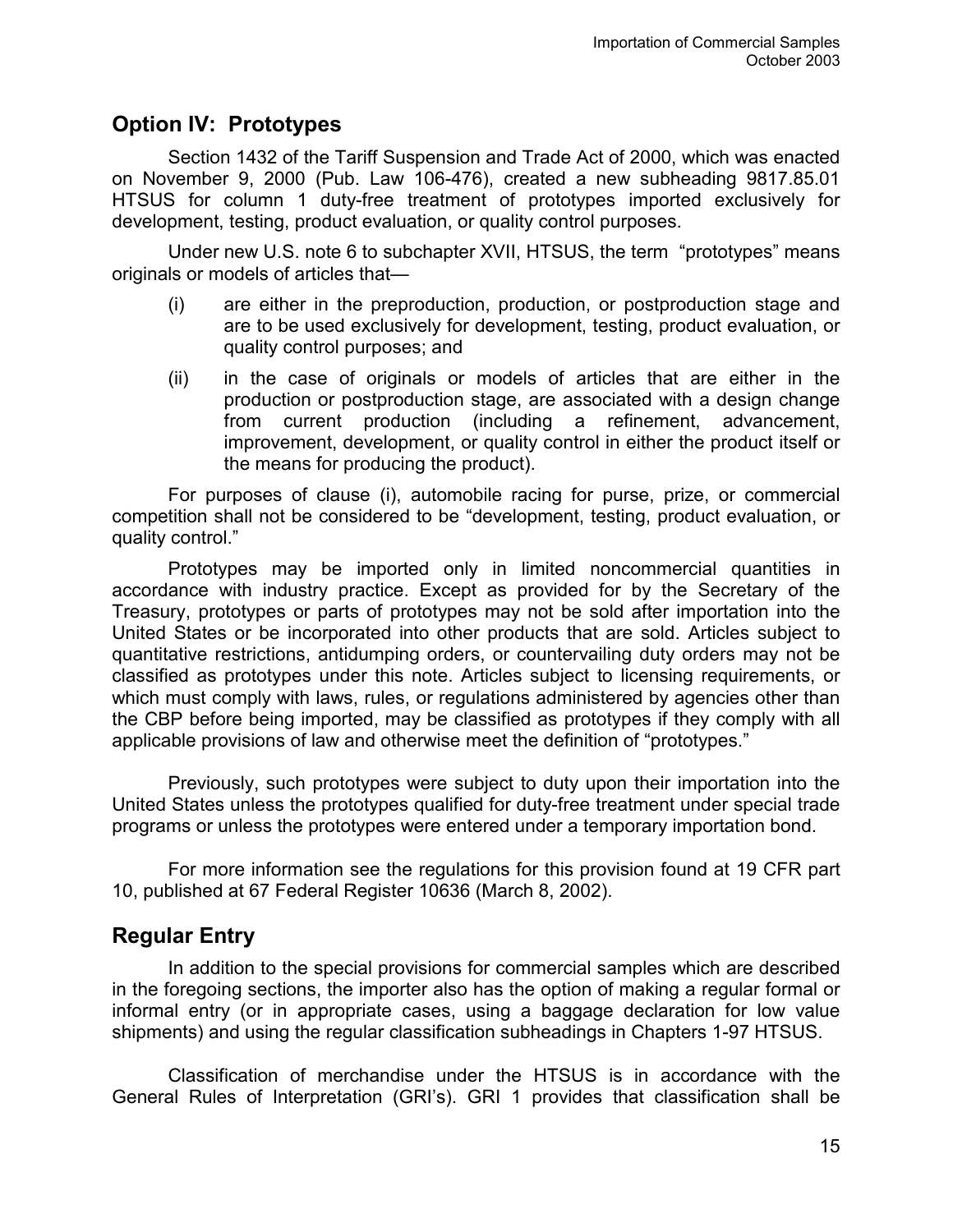## Option IV: Prototypes

Section 1432 of the Tariff Suspension and Trade Act of 2000, which was enacted on November 9, 2000 (Pub. Law 106-476), created a new subheading 9817.85.01 HTSUS for column 1 duty-free treatment of prototypes imported exclusively for development, testing, product evaluation, or quality control purposes.

Under new U.S. note 6 to subchapter XVII, HTSUS, the term "prototypes" means originals or models of articles that—

(i) are either in the preproduction, production, or postproduction stage and are to be used exclusively for development, testing, product evaluation, or quality control purposes; and

(ii) in the case of originals or models of articles that are either in the production or postproduction stage, are associated with a design change from current production (including a refinement, advancement, improvement, development, or quality control in either the product itself or the means for producing the product).

For purposes of clause (i), automobile racing for purse, prize, or commercial competition shall not be considered to be "development, testing, product evaluation, or quality control."

Prototypes may be imported only in limited noncommercial quantities in accordance with industry practice. Except as provided for by the Secretary of the Treasury, prototypes or parts of prototypes may not be sold after importation into the United States or be incorporated into other products that are sold. Articles subject to quantitative restrictions, antidumping orders, or countervailing duty orders may not be classified as prototypes under this note. Articles subject to licensing requirements, or which must comply with laws, rules, or regulations administered by agencies other than the CBP before being imported, may be classified as prototypes if they comply with all applicable provisions of law and otherwise meet the definition of "prototypes."

Previously, such prototypes were subject to duty upon their importation into the United States unless the prototypes qualified for duty-free treatment under special trade programs or unless the prototypes were entered under a temporary importation bond.

For more information see the regulations for this provision found at 19 CFR part 10, published at 67 Federal Register 10636 (March 8, 2002).

## Regular Entry

In addition to the special provisions for commercial samples which are described in the foregoing sections, the importer also has the option of making a regular formal or informal entry (or in appropriate cases, using a baggage declaration for low value shipments) and using the regular classification subheadings in Chapters 1-97 HTSUS.

Classification of merchandise under the HTSUS is in accordance with the General Rules of Interpretation (GRI's). GRI 1 provides that classification shall be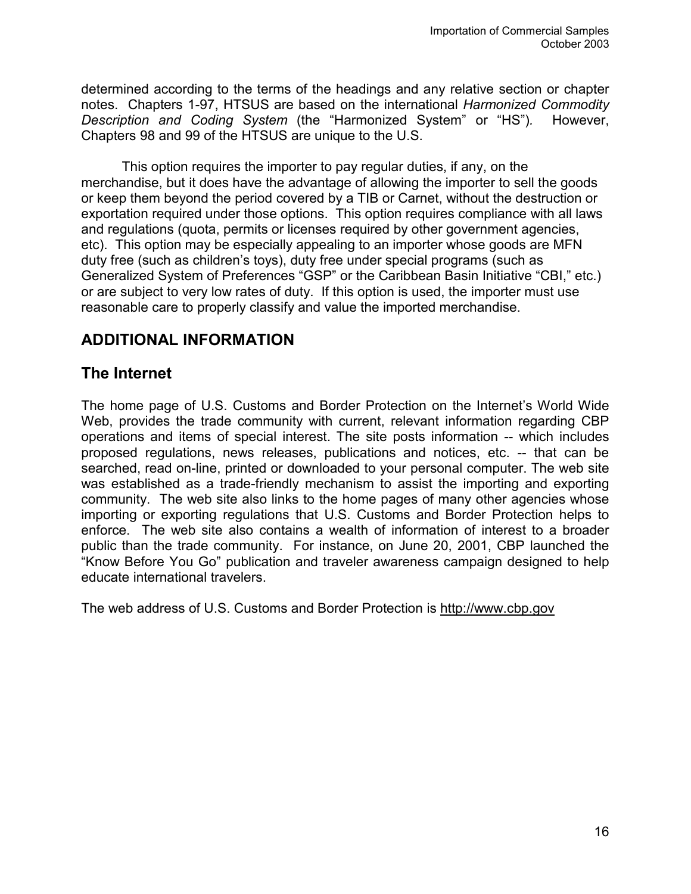determined according to the terms of the headings and any relative section or chapter notes. Chapters 1-97, HTSUS are based on the international *Harmonized Commodity Description and Coding System* (the "Harmonized System" or "HS"). However, Chapters 98 and 99 of the HTSUS are unique to the U.S.

This option requires the importer to pay regular duties, if any, on the merchandise, but it does have the advantage of allowing the importer to sell the goods or keep them beyond the period covered by a TIB or Carnet, without the destruction or exportation required under those options. This option requires compliance with all laws and regulations (quota, permits or licenses required by other government agencies, etc). This option may be especially appealing to an importer whose goods are MFN duty free (such as children's toys), duty free under special programs (such as Generalized System of Preferences "GSP" or the Caribbean Basin Initiative "CBI," etc.) or are subject to very low rates of duty. If this option is used, the importer must use reasonable care to properly classify and value the imported merchandise.

## ADDITIONAL INFORMATION

## The Internet

The home page of U.S. Customs and Border Protection on the Internet's World Wide Web, provides the trade community with current, relevant information regarding CBP operations and items of special interest. The site posts information -- which includes proposed regulations, news releases, publications and notices, etc. -- that can be searched, read on-line, printed or downloaded to your personal computer. The web site was established as a trade-friendly mechanism to assist the importing and exporting community. The web site also links to the home pages of many other agencies whose importing or exporting regulations that U.S. Customs and Border Protection helps to enforce. The web site also contains a wealth of information of interest to a broader public than the trade community. For instance, on June 20, 2001, CBP launched the "Know Before You Go" publication and traveler awareness campaign designed to help educate international travelers.

The web address of U.S. Customs and Border Protection is http://www.cbp.gov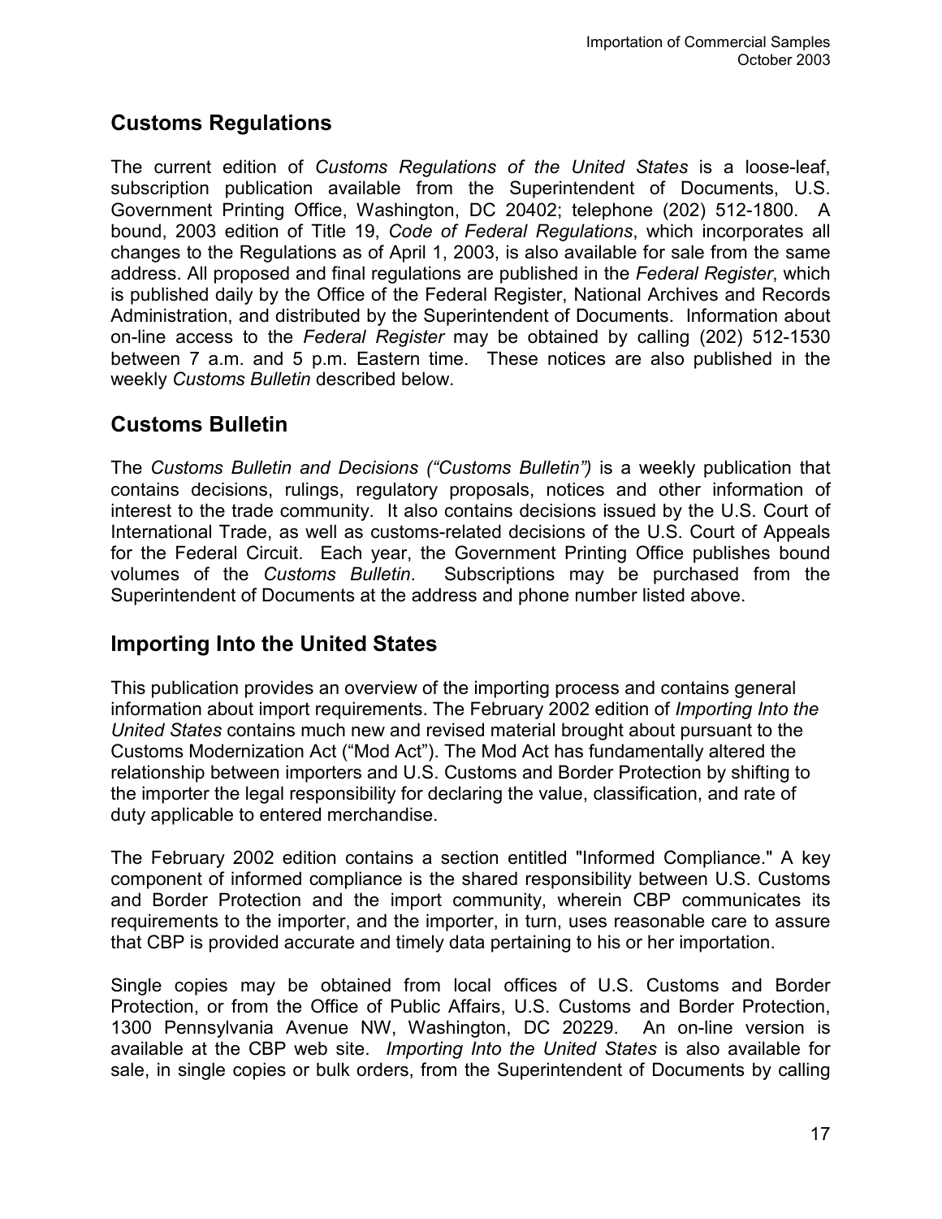## Customs Regulations

The current edition of *Customs Regulations of the United States* is a loose-leaf, subscription publication available from the Superintendent of Documents, U.S. Government Printing Office, Washington, DC 20402; telephone (202) 512-1800. A bound, 2003 edition of Title 19, *Code of Federal Regulations*, which incorporates all changes to the Regulations as of April 1, 2003, is also available for sale from the same address. All proposed and final regulations are published in the *Federal Register*, which is published daily by the Office of the Federal Register, National Archives and Records Administration, and distributed by the Superintendent of Documents. Information about on-line access to the *Federal Register* may be obtained by calling (202) 512-1530 between 7 a.m. and 5 p.m. Eastern time. These notices are also published in the weekly *Customs Bulletin* described below.

## Customs Bulletin

The *Customs Bulletin and Decisions ("Customs Bulletin")* is a weekly publication that contains decisions, rulings, regulatory proposals, notices and other information of interest to the trade community. It also contains decisions issued by the U.S. Court of International Trade, as well as customs-related decisions of the U.S. Court of Appeals for the Federal Circuit. Each year, the Government Printing Office publishes bound volumes of the *Customs Bulletin*. Subscriptions may be purchased from the Superintendent of Documents at the address and phone number listed above.

## Importing Into the United States

This publication provides an overview of the importing process and contains general information about import requirements. The February 2002 edition of *Importing Into the United States* contains much new and revised material brought about pursuant to the Customs Modernization Act ("Mod Act"). The Mod Act has fundamentally altered the relationship between importers and U.S. Customs and Border Protection by shifting to the importer the legal responsibility for declaring the value, classification, and rate of duty applicable to entered merchandise.

The February 2002 edition contains a section entitled "Informed Compliance." A key component of informed compliance is the shared responsibility between U.S. Customs and Border Protection and the import community, wherein CBP communicates its requirements to the importer, and the importer, in turn, uses reasonable care to assure that CBP is provided accurate and timely data pertaining to his or her importation.

Single copies may be obtained from local offices of U.S. Customs and Border Protection, or from the Office of Public Affairs, U.S. Customs and Border Protection, 1300 Pennsylvania Avenue NW, Washington, DC 20229. An on-line version is available at the CBP web site. *Importing Into the United States* is also available for sale, in single copies or bulk orders, from the Superintendent of Documents by calling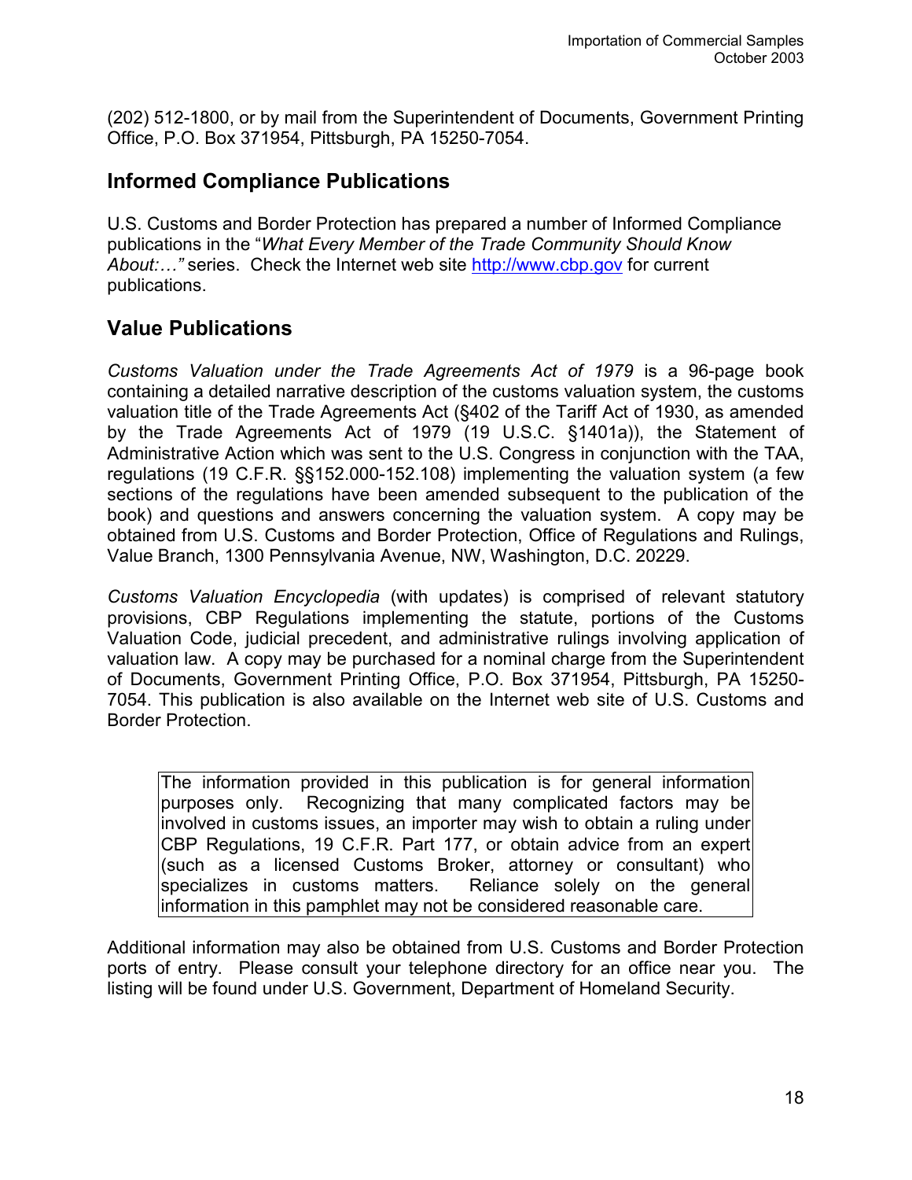(202) 512-1800, or by mail from the Superintendent of Documents, Government Printing Office, P.O. Box 371954, Pittsburgh, PA 15250-7054.

## Informed Compliance Publications

U.S. Customs and Border Protection has prepared a number of Informed Compliance publications in the "*What Every Member of the Trade Community Should Know About:…"* series. Check the Internet web site http://www.cbp.gov for current publications.

## Value Publications

*Customs Valuation under the Trade Agreements Act of 1979* is a 96-page book containing a detailed narrative description of the customs valuation system, the customs valuation title of the Trade Agreements Act (§402 of the Tariff Act of 1930, as amended by the Trade Agreements Act of 1979 (19 U.S.C. §1401a)), the Statement of Administrative Action which was sent to the U.S. Congress in conjunction with the TAA, regulations (19 C.F.R. §§152.000-152.108) implementing the valuation system (a few sections of the regulations have been amended subsequent to the publication of the book) and questions and answers concerning the valuation system. A copy may be obtained from U.S. Customs and Border Protection, Office of Regulations and Rulings, Value Branch, 1300 Pennsylvania Avenue, NW, Washington, D.C. 20229.

*Customs Valuation Encyclopedia* (with updates) is comprised of relevant statutory provisions, CBP Regulations implementing the statute, portions of the Customs Valuation Code, judicial precedent, and administrative rulings involving application of valuation law. A copy may be purchased for a nominal charge from the Superintendent of Documents, Government Printing Office, P.O. Box 371954, Pittsburgh, PA 15250-7054. This publication is also available on the Internet web site of U.S. Customs and Border Protection.

> The information provided in this publication is for general information purposes only. Recognizing that many complicated factors may be involved in customs issues, an importer may wish to obtain a ruling under CBP Regulations, 19 C.F.R. Part 177, or obtain advice from an expert (such as a licensed Customs Broker, attorney or consultant) who specializes in customs matters. Reliance solely on the general information in this pamphlet may not be considered reasonable care.

Additional information may also be obtained from U.S. Customs and Border Protection ports of entry. Please consult your telephone directory for an office near you. The listing will be found under U.S. Government, Department of Homeland Security.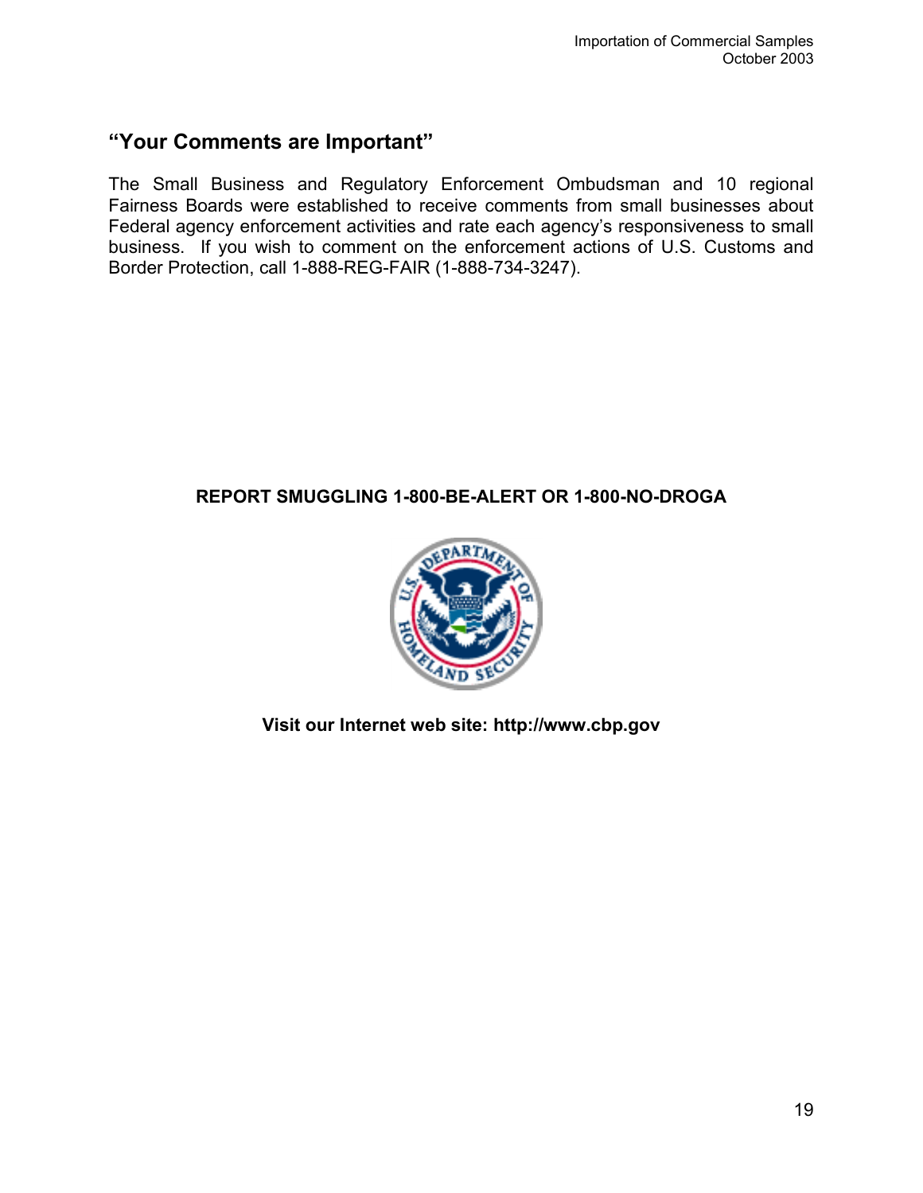## "Your Comments are Important"

The Small Business and Regulatory Enforcement Ombudsman and 10 regional Fairness Boards were established to receive comments from small businesses about Federal agency enforcement activities and rate each agency's responsiveness to small business. If you wish to comment on the enforcement actions of U.S. Customs and Border Protection, call 1-888-REG-FAIR (1-888-734-3247).

**REPORT SMUGGLING 1-800-BE-ALERT OR 1-800-NO-DROGA**

**Visit our Internet web site: http://www.cbp.gov**